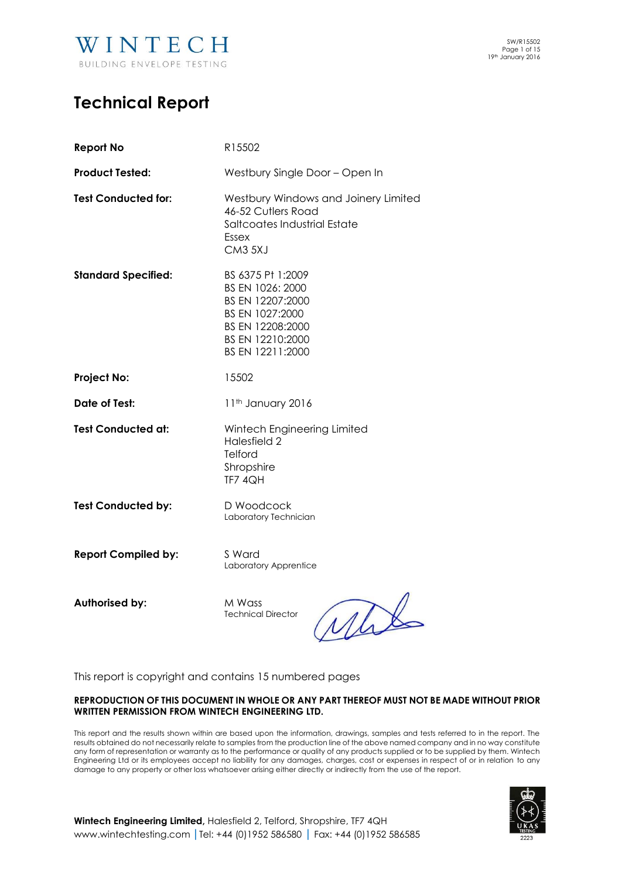# Technical Report

| | |
|---|---|
| **Report No** | R15502 |
| **Product Tested:** | Westbury Single Door – Open In |
| **Test Conducted for:** | Westbury Windows and Joinery Limited<br>46-52 Cutlers Road<br>Saltcoates Industrial Estate<br>Essex<br>CM3 5XJ |
| **Standard Specified:** | BS 6375 Pt 1:2009<br>BS EN 1026: 2000<br>BS EN 12207:2000<br>BS EN 1027:2000<br>BS EN 12208:2000<br>BS EN 12210:2000<br>BS EN 12211:2000 |
| **Project No:** | 15502 |
| **Date of Test:** | 11th January 2016 |
| **Test Conducted at:** | Wintech Engineering Limited<br>Halesfield 2<br>Telford<br>Shropshire<br>TF7 4QH |
| **Test Conducted by:** | D Woodcock<br>Laboratory Technician |
| **Report Compiled by:** | S Ward<br>Laboratory Apprentice |
| **Authorised by:** | M Wass<br>Technical Director |

This report is copyright and contains 15 numbered pages

**REPRODUCTION OF THIS DOCUMENT IN WHOLE OR ANY PART THEREOF MUST NOT BE MADE WITHOUT PRIOR WRITTEN PERMISSION FROM WINTECH ENGINEERING LTD.**

This report and the results shown within are based upon the information, drawings, samples and tests referred to in the report. The results obtained do not necessarily relate to samples from the production line of the above named company and in no way constitute any form of representation or warranty as to the performance or quality of any products supplied or to be supplied by them. Wintech Engineering Ltd or its employees accept no liability for any damages, charges, cost or expenses in respect of or in relation to any damage to any property or other loss whatsoever arising either directly or indirectly from the use of the report.

**Wintech Engineering Limited,** Halesfield 2, Telford, Shropshire, TF7 4QH
www.wintechtesting.com | Tel: +44 (0)1952 586580 | Fax: +44 (0)1952 586585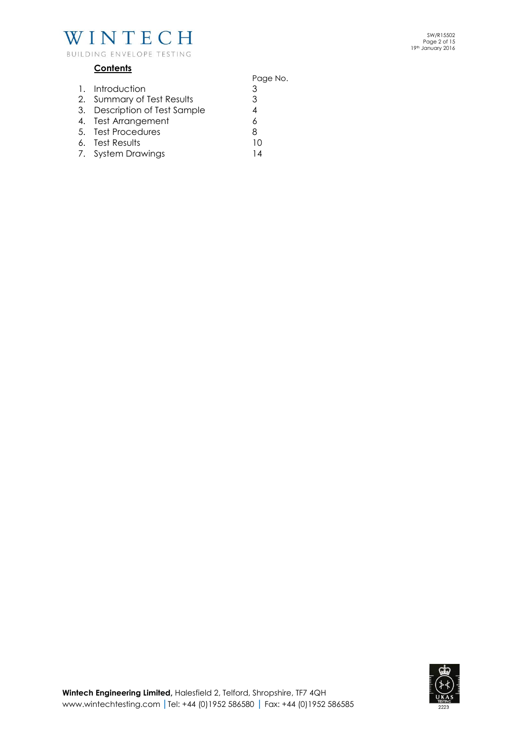## Contents

| | | Page No. |
|---|---|---|
| 1. | Introduction | 3 |
| 2. | Summary of Test Results | 3 |
| 3. | Description of Test Sample | 4 |
| 4. | Test Arrangement | 6 |
| 5. | Test Procedures | 8 |
| 6. | Test Results | 10 |
| 7. | System Drawings | 14 |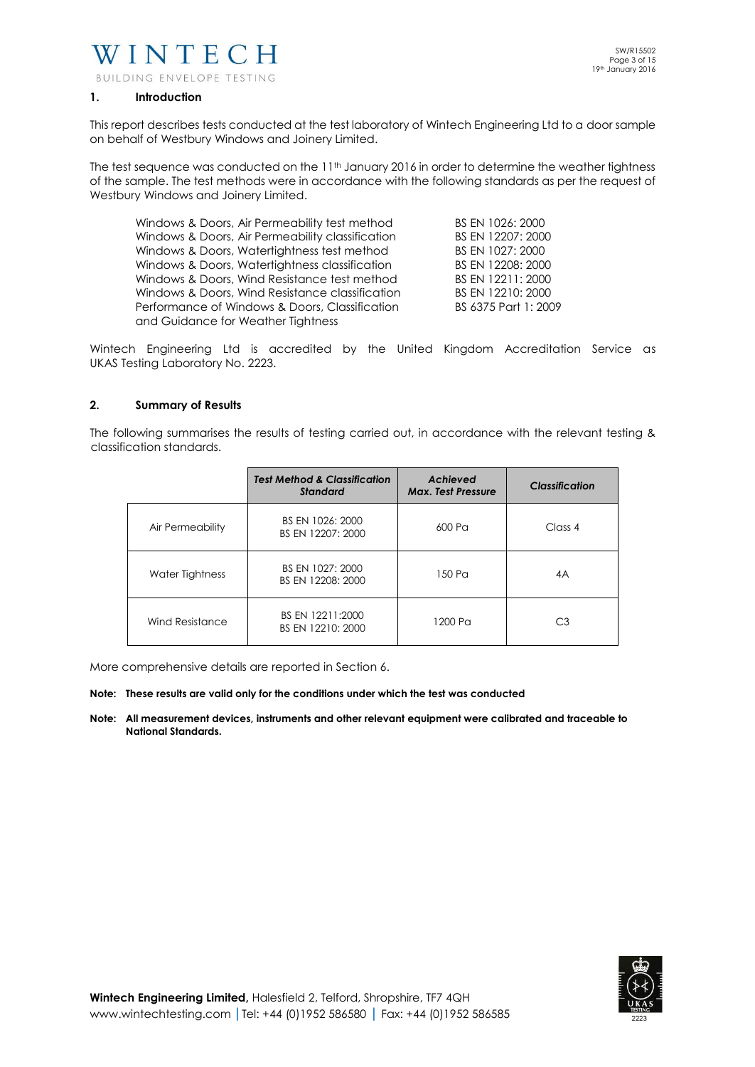## 1. Introduction

This report describes tests conducted at the test laboratory of Wintech Engineering Ltd to a door sample on behalf of Westbury Windows and Joinery Limited.

The test sequence was conducted on the 11th January 2016 in order to determine the weather tightness of the sample. The test methods were in accordance with the following standards as per the request of Westbury Windows and Joinery Limited.

| | |
|---|---|
| Windows & Doors, Air Permeability test method | BS EN 1026: 2000 |
| Windows & Doors, Air Permeability classification | BS EN 12207: 2000 |
| Windows & Doors, Watertightness test method | BS EN 1027: 2000 |
| Windows & Doors, Watertightness classification | BS EN 12208: 2000 |
| Windows & Doors, Wind Resistance test method | BS EN 12211: 2000 |
| Windows & Doors, Wind Resistance classification | BS EN 12210: 2000 |
| Performance of Windows & Doors, Classification and Guidance for Weather Tightness | BS 6375 Part 1: 2009 |

Wintech Engineering Ltd is accredited by the United Kingdom Accreditation Service as UKAS Testing Laboratory No. 2223.

## 2. Summary of Results

The following summarises the results of testing carried out, in accordance with the relevant testing & classification standards.

| | *Test Method & Classification Standard* | *Achieved Max. Test Pressure* | *Classification* |
|---|---|---|---|
| Air Permeability | BS EN 1026: 2000<br>BS EN 12207: 2000 | 600 Pa | Class 4 |
| Water Tightness | BS EN 1027: 2000<br>BS EN 12208: 2000 | 150 Pa | 4A |
| Wind Resistance | BS EN 12211:2000<br>BS EN 12210: 2000 | 1200 Pa | C3 |

More comprehensive details are reported in Section 6.

**Note: These results are valid only for the conditions under which the test was conducted**

**Note: All measurement devices, instruments and other relevant equipment were calibrated and traceable to National Standards.**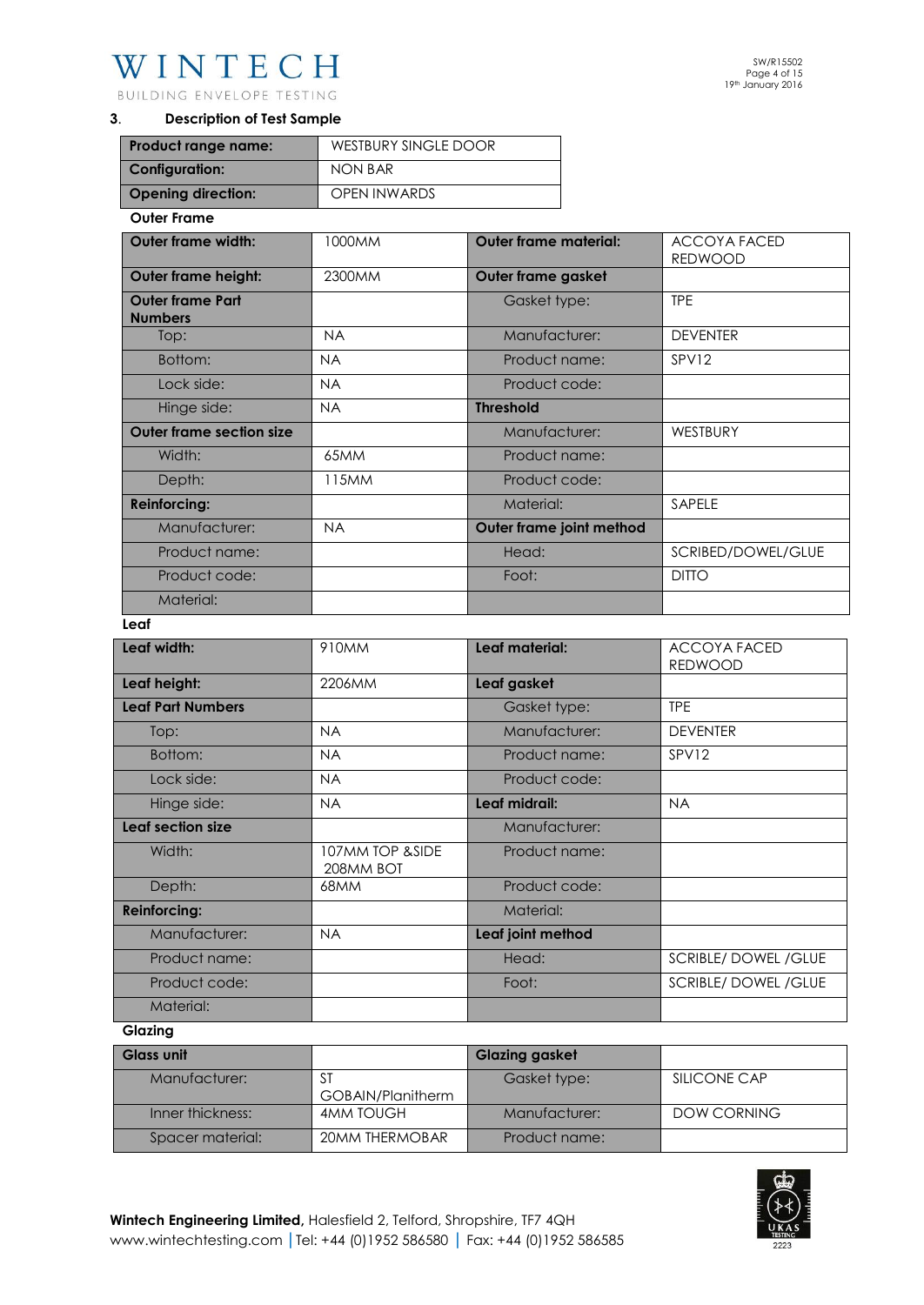## 3. Description of Test Sample

| Product range name: | WESTBURY SINGLE DOOR |
|---|---|
| Configuration: | NON BAR |
| Opening direction: | OPEN INWARDS |

**Outer Frame**

| Outer frame width: | 1000MM | Outer frame material: | ACCOYA FACED REDWOOD |
|---|---|---|---|
| Outer frame height: | 2300MM | Outer frame gasket | |
| Outer frame Part Numbers | | Gasket type: | TPE |
| Top: | NA | Manufacturer: | DEVENTER |
| Bottom: | NA | Product name: | SPV12 |
| Lock side: | NA | Product code: | |
| Hinge side: | NA | Threshold | |
| Outer frame section size | | Manufacturer: | WESTBURY |
| Width: | 65MM | Product name: | |
| Depth: | 115MM | Product code: | |
| Reinforcing: | | Material: | SAPELE |
| Manufacturer: | NA | Outer frame joint method | |
| Product name: | | Head: | SCRIBED/DOWEL/GLUE |
| Product code: | | Foot: | DITTO |
| Material: | | | |

**Leaf**

| Leaf width: | 910MM | Leaf material: | ACCOYA FACED REDWOOD |
|---|---|---|---|
| Leaf height: | 2206MM | Leaf gasket | |
| Leaf Part Numbers | | Gasket type: | TPE |
| Top: | NA | Manufacturer: | DEVENTER |
| Bottom: | NA | Product name: | SPV12 |
| Lock side: | NA | Product code: | |
| Hinge side: | NA | Leaf midrail: | NA |
| Leaf section size | | Manufacturer: | |
| Width: | 107MM TOP &SIDE 208MM BOT | Product name: | |
| Depth: | 68MM | Product code: | |
| Reinforcing: | | Material: | |
| Manufacturer: | NA | Leaf joint method | |
| Product name: | | Head: | SCRIBLE/ DOWEL /GLUE |
| Product code: | | Foot: | SCRIBLE/ DOWEL /GLUE |
| Material: | | | |

**Glazing**

| Glass unit | | Glazing gasket | |
|---|---|---|---|
| Manufacturer: | ST GOBAIN/Planitherm | Gasket type: | SILICONE CAP |
| Inner thickness: | 4MM TOUGH | Manufacturer: | DOW CORNING |
| Spacer material: | 20MM THERMOBAR | Product name: | |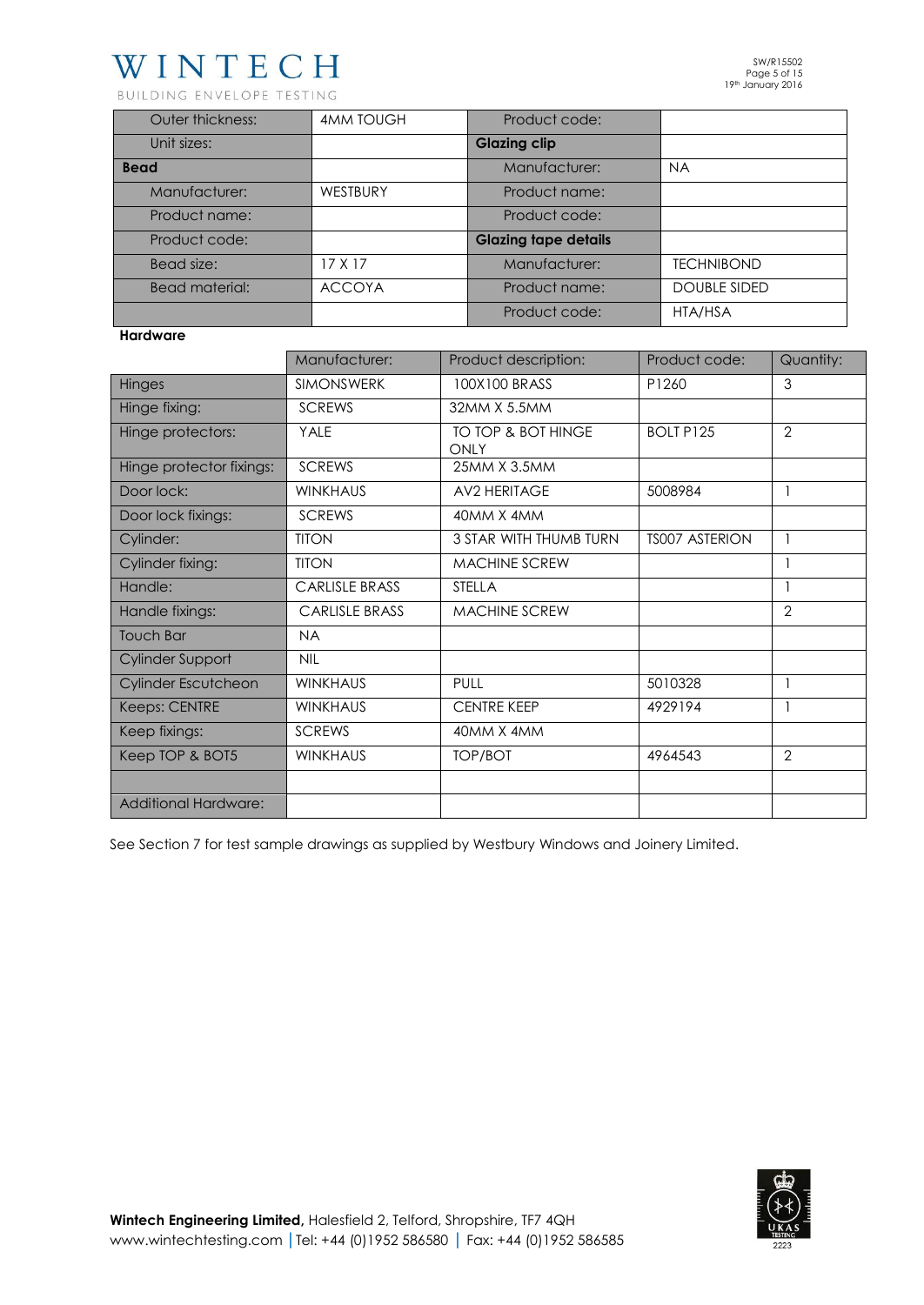| | | | |
|---|---|---|---|
| Outer thickness: | 4MM TOUGH | Product code: | |
| Unit sizes: | | **Glazing clip** | |
| **Bead** | | Manufacturer: | NA |
| Manufacturer: | WESTBURY | Product name: | |
| Product name: | | Product code: | |
| Product code: | | **Glazing tape details** | |
| Bead size: | 17 X 17 | Manufacturer: | TECHNIBOND |
| Bead material: | ACCOYA | Product name: | DOUBLE SIDED |
| | | Product code: | HTA/HSA |

**Hardware**

| | Manufacturer: | Product description: | Product code: | Quantity: |
|---|---|---|---|---|
| Hinges | SIMONSWERK | 100X100 BRASS | P1260 | 3 |
| Hinge fixing: | SCREWS | 32MM X 5.5MM | | |
| Hinge protectors: | YALE | TO TOP & BOT HINGE ONLY | BOLT P125 | 2 |
| Hinge protector fixings: | SCREWS | 25MM X 3.5MM | | |
| Door lock: | WINKHAUS | AV2 HERITAGE | 5008984 | 1 |
| Door lock fixings: | SCREWS | 40MM X 4MM | | |
| Cylinder: | TITON | 3 STAR WITH THUMB TURN | TS007 ASTERION | 1 |
| Cylinder fixing: | TITON | MACHINE SCREW | | 1 |
| Handle: | CARLISLE BRASS | STELLA | | 1 |
| Handle fixings: | CARLISLE BRASS | MACHINE SCREW | | 2 |
| Touch Bar | NA | | | |
| Cylinder Support | NIL | | | |
| Cylinder Escutcheon | WINKHAUS | PULL | 5010328 | 1 |
| Keeps: CENTRE | WINKHAUS | CENTRE KEEP | 4929194 | 1 |
| Keep fixings: | SCREWS | 40MM X 4MM | | |
| Keep TOP & BOT5 | WINKHAUS | TOP/BOT | 4964543 | 2 |
| | | | | |
| Additional Hardware: | | | | |

See Section 7 for test sample drawings as supplied by Westbury Windows and Joinery Limited.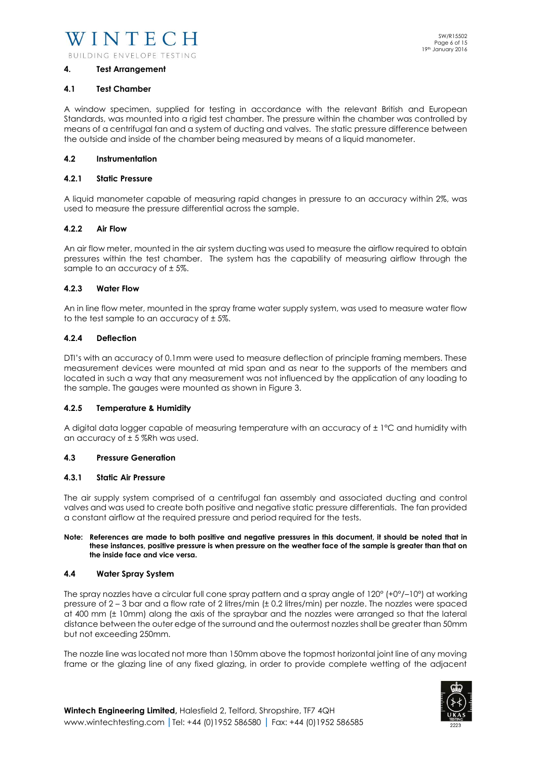## 4. Test Arrangement

### 4.1 Test Chamber

A window specimen, supplied for testing in accordance with the relevant British and European Standards, was mounted into a rigid test chamber. The pressure within the chamber was controlled by means of a centrifugal fan and a system of ducting and valves. The static pressure difference between the outside and inside of the chamber being measured by means of a liquid manometer.

### 4.2 Instrumentation

#### 4.2.1 Static Pressure

A liquid manometer capable of measuring rapid changes in pressure to an accuracy within 2%, was used to measure the pressure differential across the sample.

#### 4.2.2 Air Flow

An air flow meter, mounted in the air system ducting was used to measure the airflow required to obtain pressures within the test chamber. The system has the capability of measuring airflow through the sample to an accuracy of ± 5%.

#### 4.2.3 Water Flow

An in line flow meter, mounted in the spray frame water supply system, was used to measure water flow to the test sample to an accuracy of ± 5%.

#### 4.2.4 Deflection

DTI's with an accuracy of 0.1mm were used to measure deflection of principle framing members. These measurement devices were mounted at mid span and as near to the supports of the members and located in such a way that any measurement was not influenced by the application of any loading to the sample. The gauges were mounted as shown in Figure 3.

#### 4.2.5 Temperature & Humidity

A digital data logger capable of measuring temperature with an accuracy of ± 1°C and humidity with an accuracy of ± 5 %Rh was used.

### 4.3 Pressure Generation

#### 4.3.1 Static Air Pressure

The air supply system comprised of a centrifugal fan assembly and associated ducting and control valves and was used to create both positive and negative static pressure differentials. The fan provided a constant airflow at the required pressure and period required for the tests.

**Note: References are made to both positive and negative pressures in this document, it should be noted that in these instances, positive pressure is when pressure on the weather face of the sample is greater than that on the inside face and vice versa.**

### 4.4 Water Spray System

The spray nozzles have a circular full cone spray pattern and a spray angle of 120° (+0°/–10°) at working pressure of 2 – 3 bar and a flow rate of 2 litres/min (± 0.2 litres/min) per nozzle. The nozzles were spaced at 400 mm (± 10mm) along the axis of the spraybar and the nozzles were arranged so that the lateral distance between the outer edge of the surround and the outermost nozzles shall be greater than 50mm but not exceeding 250mm.

The nozzle line was located not more than 150mm above the topmost horizontal joint line of any moving frame or the glazing line of any fixed glazing, in order to provide complete wetting of the adjacent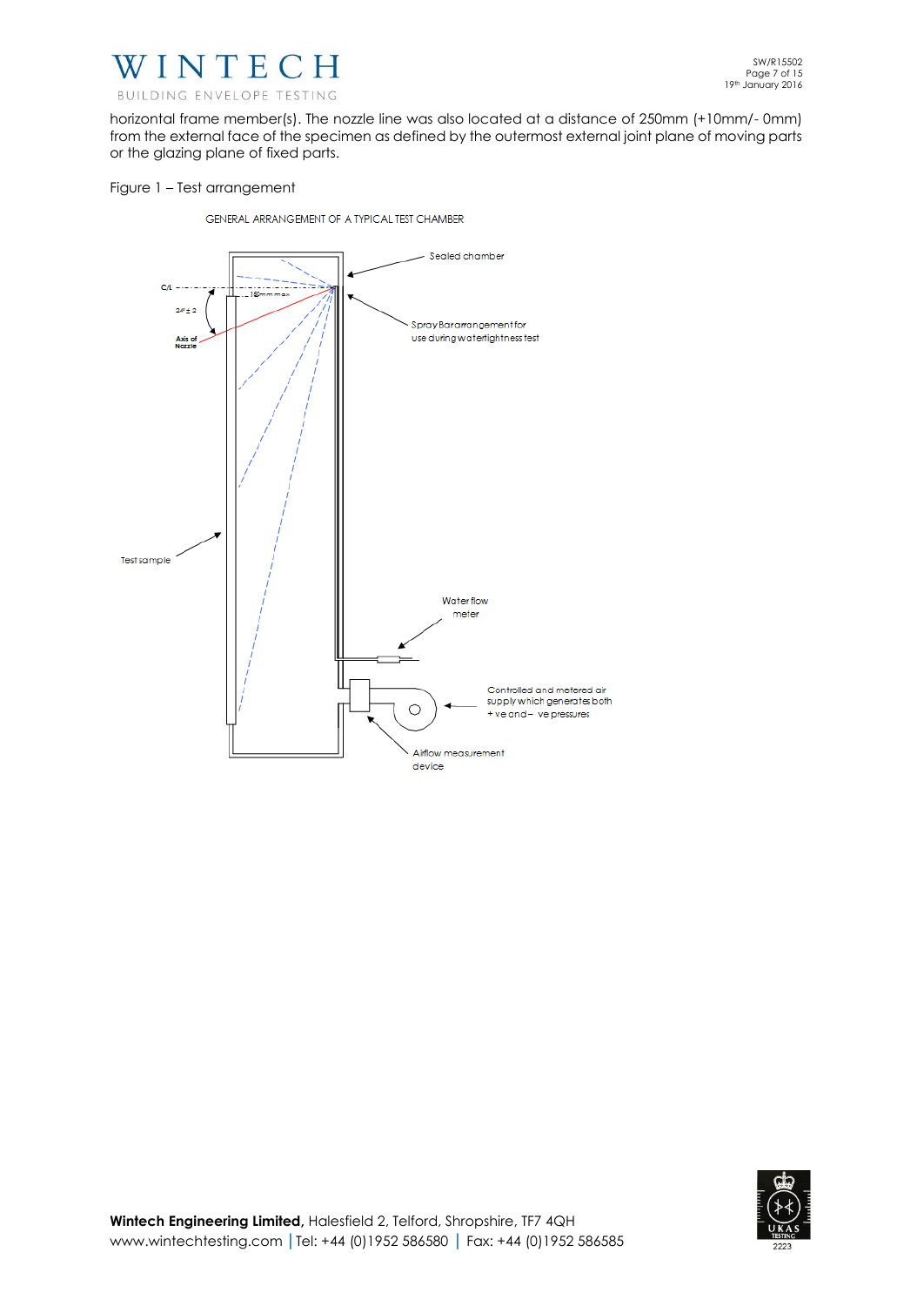horizontal frame member(s). The nozzle line was also located at a distance of 250mm (+10mm/- 0mm) from the external face of the specimen as defined by the outermost external joint plane of moving parts or the glazing plane of fixed parts.

Figure 1 – Test arrangement

GENERAL ARRANGEMENT OF A TYPICAL TEST CHAMBER

C/L

150mm max

24° ± 2

Axis of Nozzle

Sealed chamber

Spray Bar arrangement for use during watertightness test

Test sample

Water flow meter

Controlled and metered air supply which generates both + ve and – ve pressures

Airflow measurement device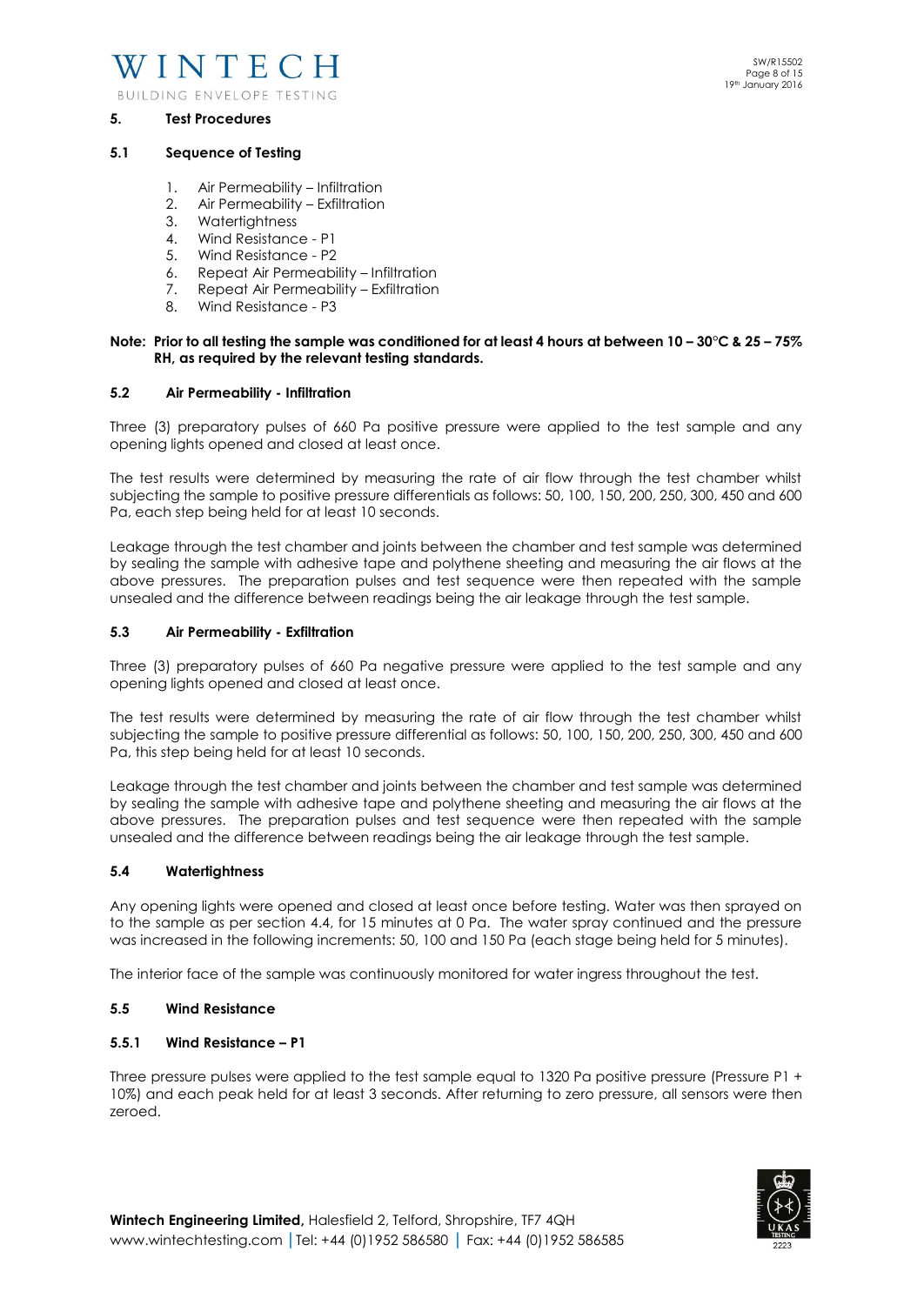## 5. Test Procedures

### 5.1 Sequence of Testing

1. Air Permeability – Infiltration
2. Air Permeability – Exfiltration
3. Watertightness
4. Wind Resistance - P1
5. Wind Resistance - P2
6. Repeat Air Permeability – Infiltration
7. Repeat Air Permeability – Exfiltration
8. Wind Resistance - P3

**Note: Prior to all testing the sample was conditioned for at least 4 hours at between 10 – 30°C & 25 – 75% RH, as required by the relevant testing standards.**

### 5.2 Air Permeability - Infiltration

Three (3) preparatory pulses of 660 Pa positive pressure were applied to the test sample and any opening lights opened and closed at least once.

The test results were determined by measuring the rate of air flow through the test chamber whilst subjecting the sample to positive pressure differentials as follows: 50, 100, 150, 200, 250, 300, 450 and 600 Pa, each step being held for at least 10 seconds.

Leakage through the test chamber and joints between the chamber and test sample was determined by sealing the sample with adhesive tape and polythene sheeting and measuring the air flows at the above pressures. The preparation pulses and test sequence were then repeated with the sample unsealed and the difference between readings being the air leakage through the test sample.

### 5.3 Air Permeability - Exfiltration

Three (3) preparatory pulses of 660 Pa negative pressure were applied to the test sample and any opening lights opened and closed at least once.

The test results were determined by measuring the rate of air flow through the test chamber whilst subjecting the sample to positive pressure differentials as follows: 50, 100, 150, 200, 250, 300, 450 and 600 Pa, this step being held for at least 10 seconds.

Leakage through the test chamber and joints between the chamber and test sample was determined by sealing the sample with adhesive tape and polythene sheeting and measuring the air flows at the above pressures. The preparation pulses and test sequence were then repeated with the sample unsealed and the difference between readings being the air leakage through the test sample.

### 5.4 Watertightness

Any opening lights were opened and closed at least once before testing. Water was then sprayed on to the sample as per section 4.4, for 15 minutes at 0 Pa. The water spray continued and the pressure was increased in the following increments: 50, 100 and 150 Pa (each stage being held for 5 minutes).

The interior face of the sample was continuously monitored for water ingress throughout the test.

### 5.5 Wind Resistance

#### 5.5.1 Wind Resistance – P1

Three pressure pulses were applied to the test sample equal to 1320 Pa positive pressure (Pressure P1 + 10%) and each peak held for at least 3 seconds. After returning to zero pressure, all sensors were then zeroed.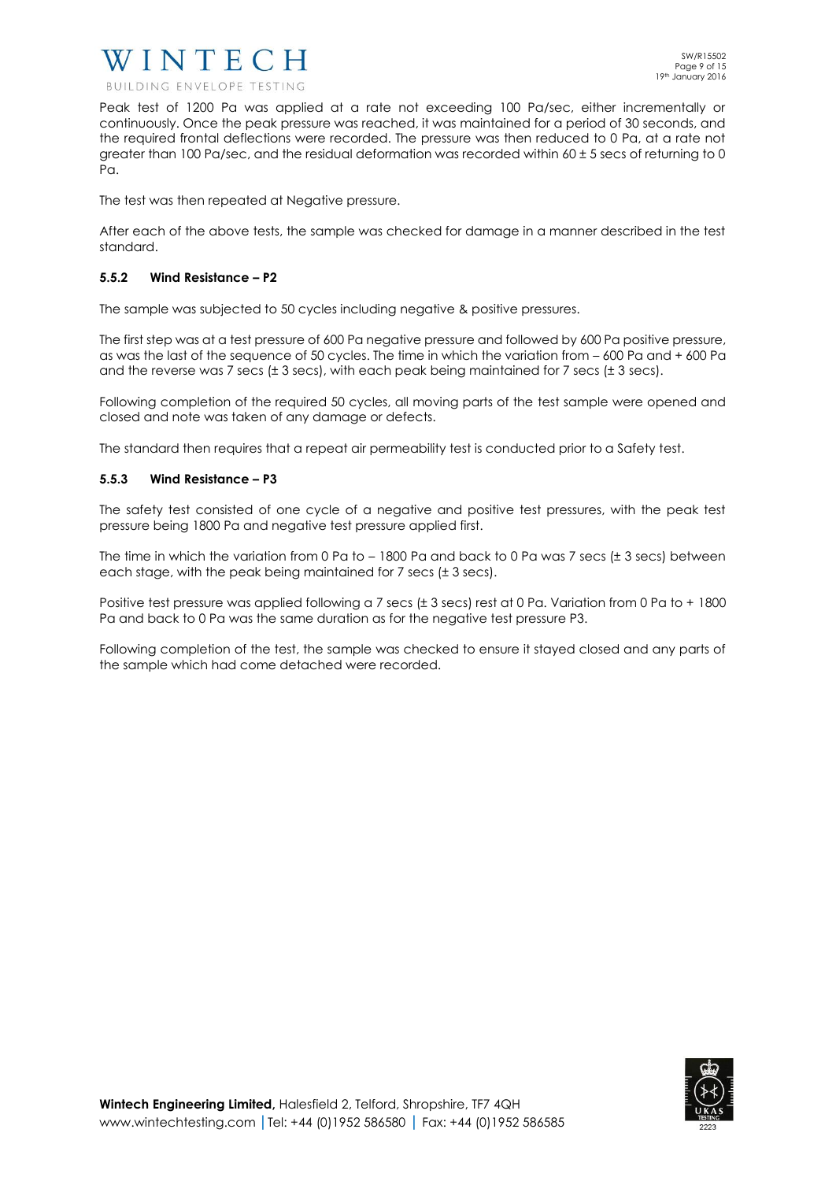Peak test of 1200 Pa was applied at a rate not exceeding 100 Pa/sec, either incrementally or continuously. Once the peak pressure was reached, it was maintained for a period of 30 seconds, and the required frontal deflections were recorded. The pressure was then reduced to 0 Pa, at a rate not greater than 100 Pa/sec, and the residual deformation was recorded within 60 ± 5 secs of returning to 0 Pa.

The test was then repeated at Negative pressure.

After each of the above tests, the sample was checked for damage in a manner described in the test standard.

### 5.5.2 Wind Resistance – P2

The sample was subjected to 50 cycles including negative & positive pressures.

The first step was at a test pressure of 600 Pa negative pressure and followed by 600 Pa positive pressure, as was the last of the sequence of 50 cycles. The time in which the variation from – 600 Pa and + 600 Pa and the reverse was 7 secs (± 3 secs), with each peak being maintained for 7 secs (± 3 secs).

Following completion of the required 50 cycles, all moving parts of the test sample were opened and closed and note was taken of any damage or defects.

The standard then requires that a repeat air permeability test is conducted prior to a Safety test.

### 5.5.3 Wind Resistance – P3

The safety test consisted of one cycle of a negative and positive test pressures, with the peak test pressure being 1800 Pa and negative test pressure applied first.

The time in which the variation from 0 Pa to – 1800 Pa and back to 0 Pa was 7 secs (± 3 secs) between each stage, with the peak being maintained for 7 secs (± 3 secs).

Positive test pressure was applied following a 7 secs (± 3 secs) rest at 0 Pa. Variation from 0 Pa to + 1800 Pa and back to 0 Pa was the same duration as for the negative test pressure P3.

Following completion of the test, the sample was checked to ensure it stayed closed and any parts of the sample which had come detached were recorded.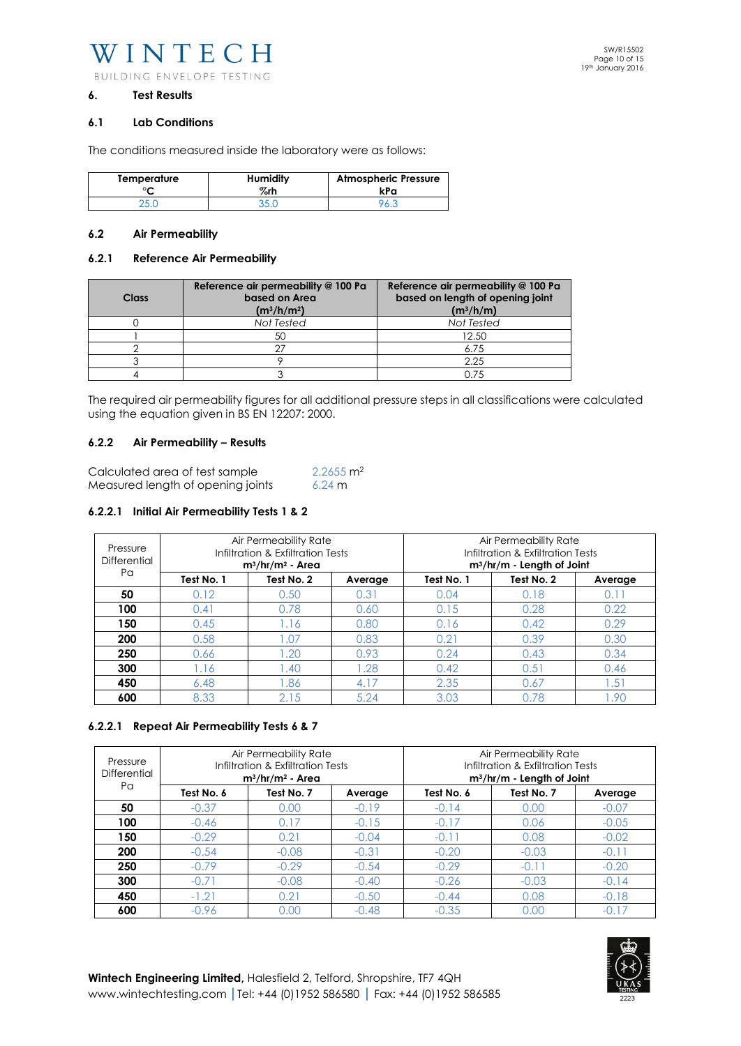## 6. Test Results

### 6.1 Lab Conditions

The conditions measured inside the laboratory were as follows:

| Temperature °C | Humidity %rh | Atmospheric Pressure kPa |
|---|---|---|
| 25.0 | 35.0 | 96.3 |

### 6.2 Air Permeability

#### 6.2.1 Reference Air Permeability

| Class | Reference air permeability @ 100 Pa based on Area (m³/h/m²) | Reference air permeability @ 100 Pa based on length of opening joint (m³/h/m) |
|---|---|---|
| 0 | *Not Tested* | *Not Tested* |
| 1 | 50 | 12.50 |
| 2 | 27 | 6.75 |
| 3 | 9 | 2.25 |
| 4 | 3 | 0.75 |

The required air permeability figures for all additional pressure steps in all classifications were calculated using the equation given in BS EN 12207: 2000.

#### 6.2.2 Air Permeability – Results

Calculated area of test sample 2.2655 m²
Measured length of opening joints 6.24 m

##### 6.2.2.1 Initial Air Permeability Tests 1 & 2

| Pressure Differential Pa | Air Permeability Rate Infiltration & Exfiltration Tests m³/hr/m² - Area | | | Air Permeability Rate Infiltration & Exfiltration Tests m³/hr/m - Length of Joint | | |
|---|---|---|---|---|---|---|
| | Test No. 1 | Test No. 2 | Average | Test No. 1 | Test No. 2 | Average |
| **50** | 0.12 | 0.50 | 0.31 | 0.04 | 0.18 | 0.11 |
| **100** | 0.41 | 0.78 | 0.60 | 0.15 | 0.28 | 0.22 |
| **150** | 0.45 | 1.16 | 0.80 | 0.16 | 0.42 | 0.29 |
| **200** | 0.58 | 1.07 | 0.83 | 0.21 | 0.39 | 0.30 |
| **250** | 0.66 | 1.20 | 0.93 | 0.24 | 0.43 | 0.34 |
| **300** | 1.16 | 1.40 | 1.28 | 0.42 | 0.51 | 0.46 |
| **450** | 6.48 | 1.86 | 4.17 | 2.35 | 0.67 | 1.51 |
| **600** | 8.33 | 2.15 | 5.24 | 3.03 | 0.78 | 1.90 |

##### 6.2.2.1 Repeat Air Permeability Tests 6 & 7

| Pressure Differential Pa | Air Permeability Rate Infiltration & Exfiltration Tests m³/hr/m² - Area | | | Air Permeability Rate Infiltration & Exfiltration Tests m³/hr/m - Length of Joint | | |
|---|---|---|---|---|---|---|
| | Test No. 6 | Test No. 7 | Average | Test No. 6 | Test No. 7 | Average |
| **50** | -0.37 | 0.00 | -0.19 | -0.14 | 0.00 | -0.07 |
| **100** | -0.46 | 0.17 | -0.15 | -0.17 | 0.06 | -0.05 |
| **150** | -0.29 | 0.21 | -0.04 | -0.11 | 0.08 | -0.02 |
| **200** | -0.54 | -0.08 | -0.31 | -0.20 | -0.03 | -0.11 |
| **250** | -0.79 | -0.29 | -0.54 | -0.29 | -0.11 | -0.20 |
| **300** | -0.71 | -0.08 | -0.40 | -0.26 | -0.03 | -0.14 |
| **450** | -1.21 | 0.21 | -0.50 | -0.44 | 0.08 | -0.18 |
| **600** | -0.96 | 0.00 | -0.48 | -0.35 | 0.00 | -0.17 |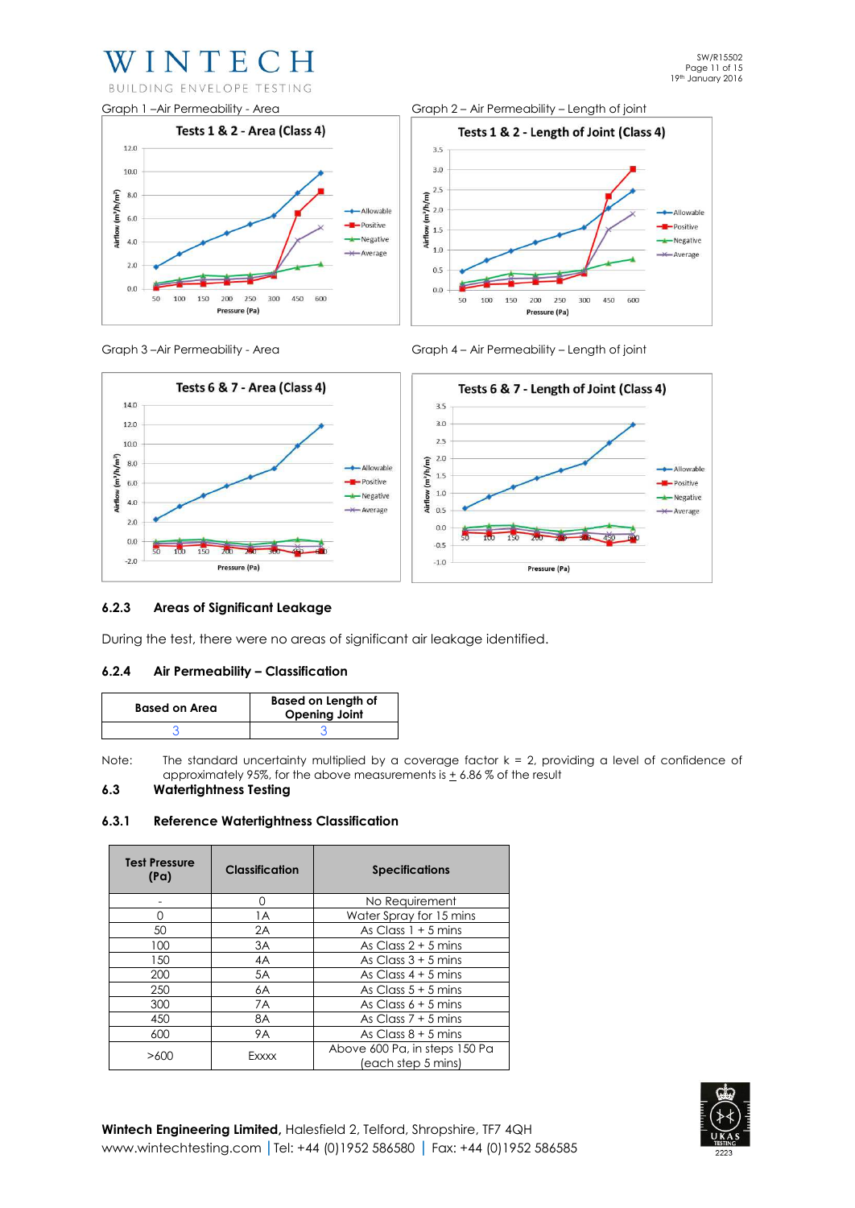Graph 1 – Air Permeability - Area

Graph 2 – Air Permeability – Length of joint

Graph 3 – Air Permeability - Area

Graph 4 – Air Permeability – Length of joint

### 6.2.3 Areas of Significant Leakage

During the test, there were no areas of significant air leakage identified.

### 6.2.4 Air Permeability – Classification

| Based on Area | Based on Length of Opening Joint |
|---|---|
| 3 | 3 |

Note: The standard uncertainty multiplied by a coverage factor k = 2, providing a level of confidence of approximately 95%, for the above measurements is ± 6.86 % of the result

## 6.3 Watertightness Testing

### 6.3.1 Reference Watertightness Classification

| Test Pressure (Pa) | Classification | Specifications |
|---|---|---|
| - | 0 | No Requirement |
| 0 | 1A | Water Spray for 15 mins |
| 50 | 2A | As Class 1 + 5 mins |
| 100 | 3A | As Class 2 + 5 mins |
| 150 | 4A | As Class 3 + 5 mins |
| 200 | 5A | As Class 4 + 5 mins |
| 250 | 6A | As Class 5 + 5 mins |
| 300 | 7A | As Class 6 + 5 mins |
| 450 | 8A | As Class 7 + 5 mins |
| 600 | 9A | As Class 8 + 5 mins |
| >600 | Exxxx | Above 600 Pa, in steps 150 Pa (each step 5 mins) |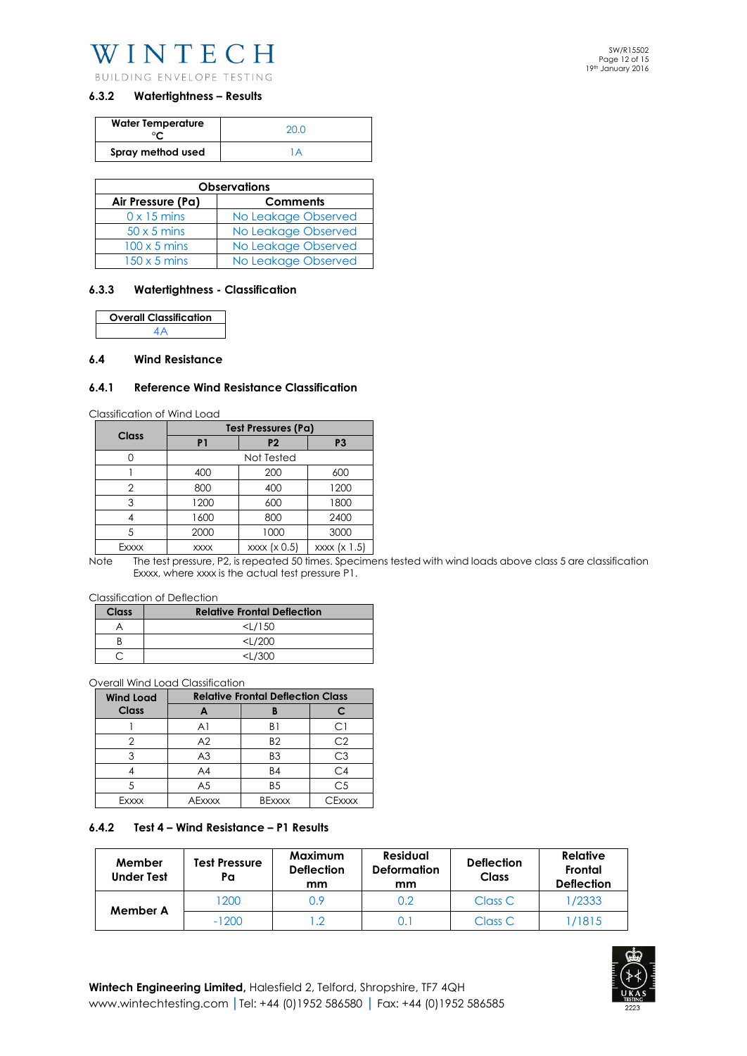### 6.3.2 Watertightness – Results

| Water Temperature °C | 20.0 |
|---|---|
| Spray method used | 1A |

| Observations | |
|---|---|
| **Air Pressure (Pa)** | **Comments** |
| 0 x 15 mins | No Leakage Observed |
| 50 x 5 mins | No Leakage Observed |
| 100 x 5 mins | No Leakage Observed |
| 150 x 5 mins | No Leakage Observed |

### 6.3.3 Watertightness - Classification

| Overall Classification |
|---|
| 4A |

### 6.4 Wind Resistance

### 6.4.1 Reference Wind Resistance Classification

Classification of Wind Load

| Class | Test Pressures (Pa) | | |
|---|---|---|---|
| | P1 | P2 | P3 |
| 0 | Not Tested | | |
| 1 | 400 | 200 | 600 |
| 2 | 800 | 400 | 1200 |
| 3 | 1200 | 600 | 1800 |
| 4 | 1600 | 800 | 2400 |
| 5 | 2000 | 1000 | 3000 |
| Exxxx | xxxx | xxxx (x 0.5) | xxxx (x 1.5) |

Note The test pressure, P2, is repeated 50 times. Specimens tested with wind loads above class 5 are classification Exxxx, where xxxx is the actual test pressure P1.

Classification of Deflection

| Class | Relative Frontal Deflection |
|---|---|
| A | <L/150 |
| B | <L/200 |
| C | <L/300 |

Overall Wind Load Classification

| Wind Load Class | Relative Frontal Deflection Class | | |
|---|---|---|---|
| | A | B | C |
| 1 | A1 | B1 | C1 |
| 2 | A2 | B2 | C2 |
| 3 | A3 | B3 | C3 |
| 4 | A4 | B4 | C4 |
| 5 | A5 | B5 | C5 |
| Exxxx | AExxxx | BExxxx | CExxxx |

### 6.4.2 Test 4 – Wind Resistance – P1 Results

| Member Under Test | Test Pressure Pa | Maximum Deflection mm | Residual Deformation mm | Deflection Class | Relative Frontal Deflection |
|---|---|---|---|---|---|
| Member A | 1200 | 0.9 | 0.2 | Class C | 1/2333 |
| | -1200 | 1.2 | 0.1 | Class C | 1/1815 |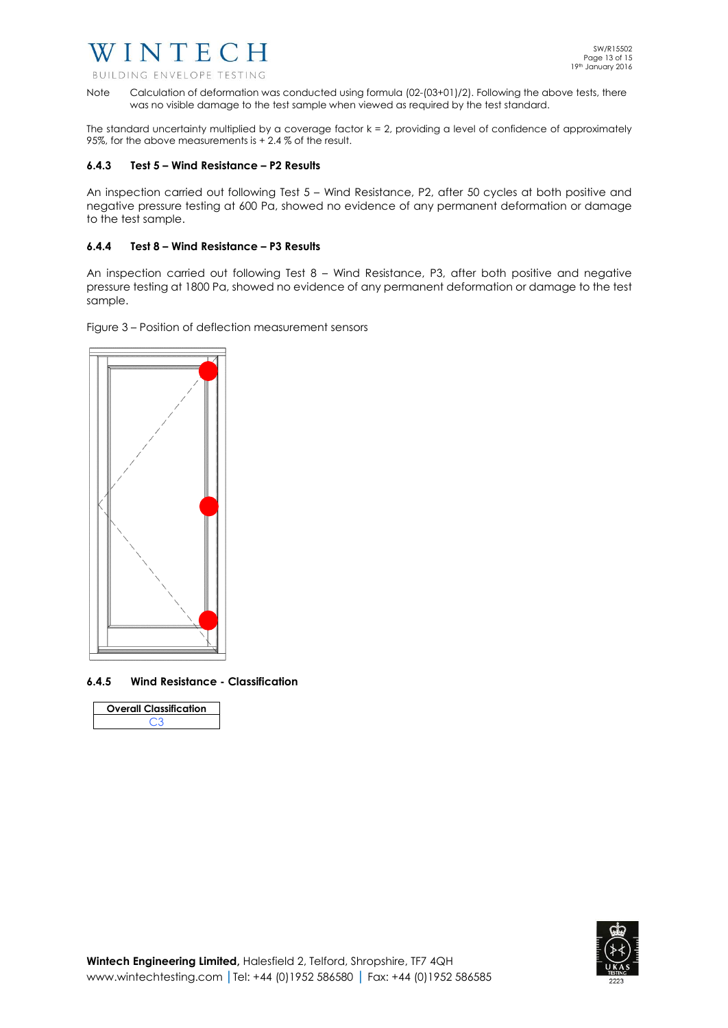Note Calculation of deformation was conducted using formula (02-(03+01)/2). Following the above tests, there was no visible damage to the test sample when viewed as required by the test standard.

The standard uncertainty multiplied by a coverage factor k = 2, providing a level of confidence of approximately 95%, for the above measurements is + 2.4 % of the result.

### 6.4.3 Test 5 – Wind Resistance – P2 Results

An inspection carried out following Test 5 – Wind Resistance, P2, after 50 cycles at both positive and negative pressure testing at 600 Pa, showed no evidence of any permanent deformation or damage to the test sample.

### 6.4.4 Test 8 – Wind Resistance – P3 Results

An inspection carried out following Test 8 – Wind Resistance, P3, after both positive and negative pressure testing at 1800 Pa, showed no evidence of any permanent deformation or damage to the test sample.

Figure 3 – Position of deflection measurement sensors

### 6.4.5 Wind Resistance - Classification

| Overall Classification |
| --- |
| C3 |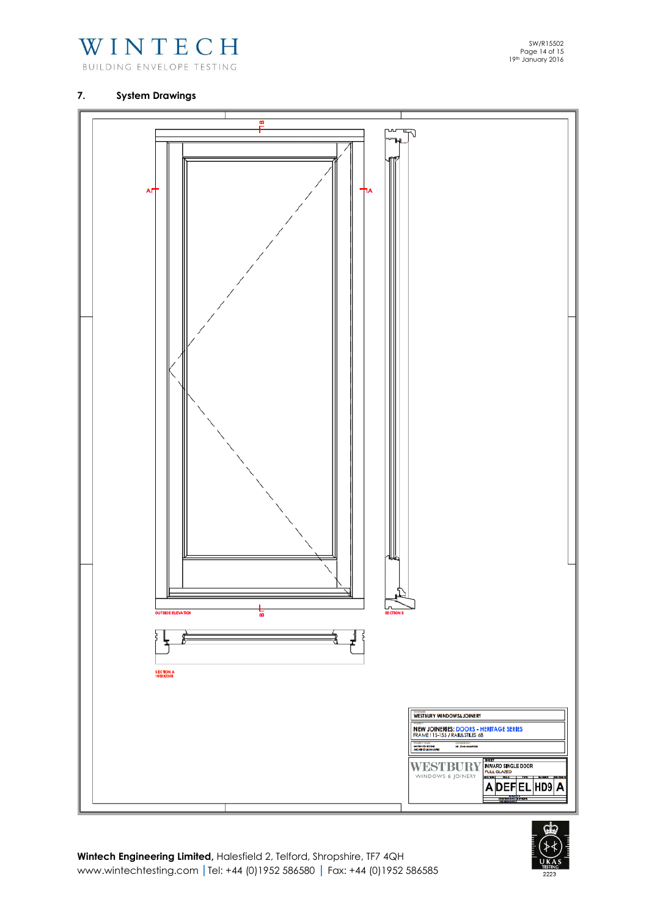## 7. System Drawings

OUTSIDE ELEVATION

SECTION B

SECTION A
1000X2300

WESTBURY WINDOWS & JOINERY

NEW JOINERIES: DOORS - HERITAGE SERIES
FRAME 115-155 / RAILS&STILES 68

WESTBURY
WINDOWS & JOINERY

INWARD SINGLE DOOR
FULL GLAZED

A DEF EL HD9 A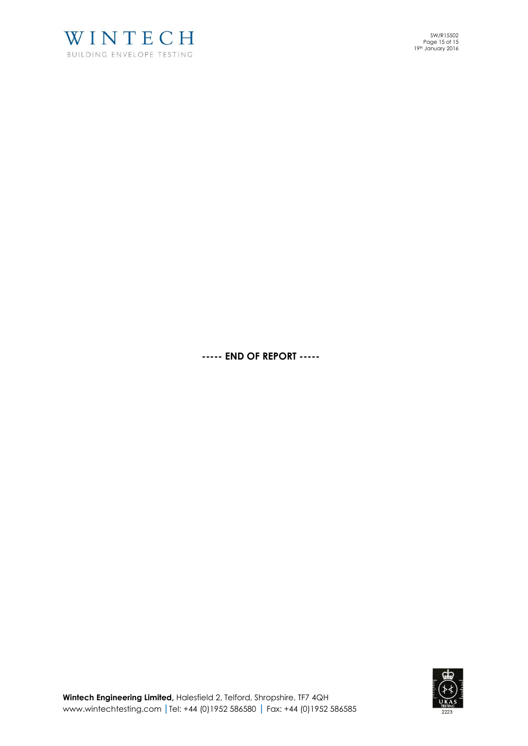**----- END OF REPORT -----**